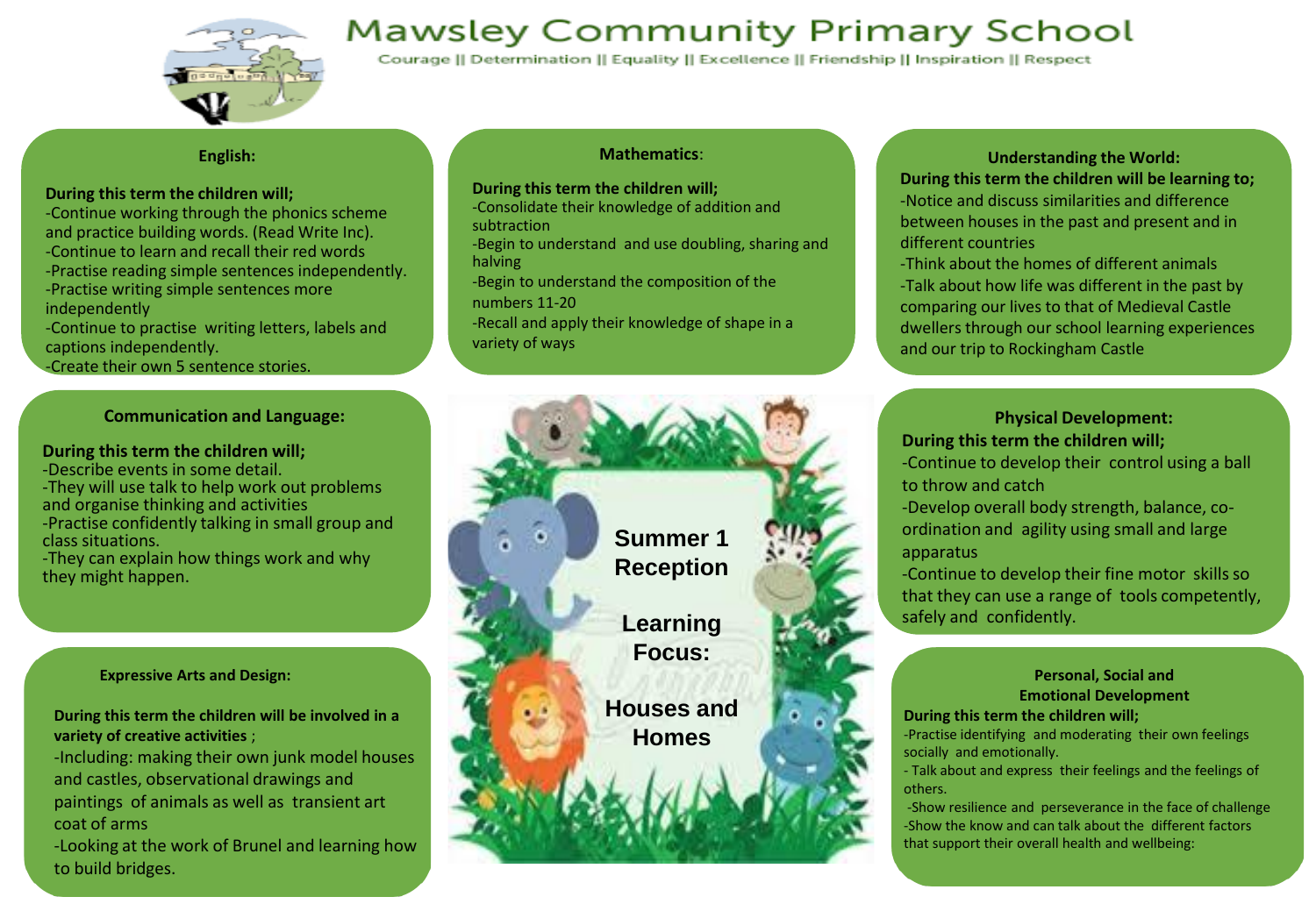# Mawsley Community Primary School

Courage || Determination || Equality || Excellence || Friendship || Inspiration || Respect

## Summer 1 Reception

## Learning Focus:

## Houses and Homes

### English:

**During this term the children will;**

-Continue working through the phonics scheme and practice building words. (Read Write Inc).
-Continue to learn and recall their red words
-Practise reading simple sentences independently.
-Practise writing simple sentences more independently
-Continue to practise writing letters, labels and captions independently.
-Create their own 5 sentence stories.

### Mathematics:

**During this term the children will;**

-Consolidate their knowledge of addition and subtraction
-Begin to understand and use doubling, sharing and halving
-Begin to understand the composition of the numbers 11-20
-Recall and apply their knowledge of shape in a variety of ways

### Understanding the World:

**During this term the children will be learning to;**

-Notice and discuss similarities and difference between houses in the past and present and in different countries
-Think about the homes of different animals
-Talk about how life was different in the past by comparing our lives to that of Medieval Castle dwellers through our school learning experiences and our trip to Rockingham Castle

### Communication and Language:

**During this term the children will;**

-Describe events in some detail.
-They will use talk to help work out problems and organise thinking and activities
-Practise confidently talking in small group and class situations.
-They can explain how things work and why they might happen.

### Physical Development:

**During this term the children will;**

-Continue to develop their control using a ball to throw and catch
-Develop overall body strength, balance, co-ordination and agility using small and large apparatus
-Continue to develop their fine motor skills so that they can use a range of tools competently, safely and confidently.

### Expressive Arts and Design:

**During this term the children will be involved in a variety of creative activities** ;

-Including: making their own junk model houses and castles, observational drawings and paintings of animals as well as transient art coat of arms
-Looking at the work of Brunel and learning how to build bridges.

### Personal, Social and Emotional Development

**During this term the children will;**

-Practise identifying and moderating their own feelings socially and emotionally.
- Talk about and express their feelings and the feelings of others.
-Show resilience and perseverance in the face of challenge
-Show the know and can talk about the different factors that support their overall health and wellbeing: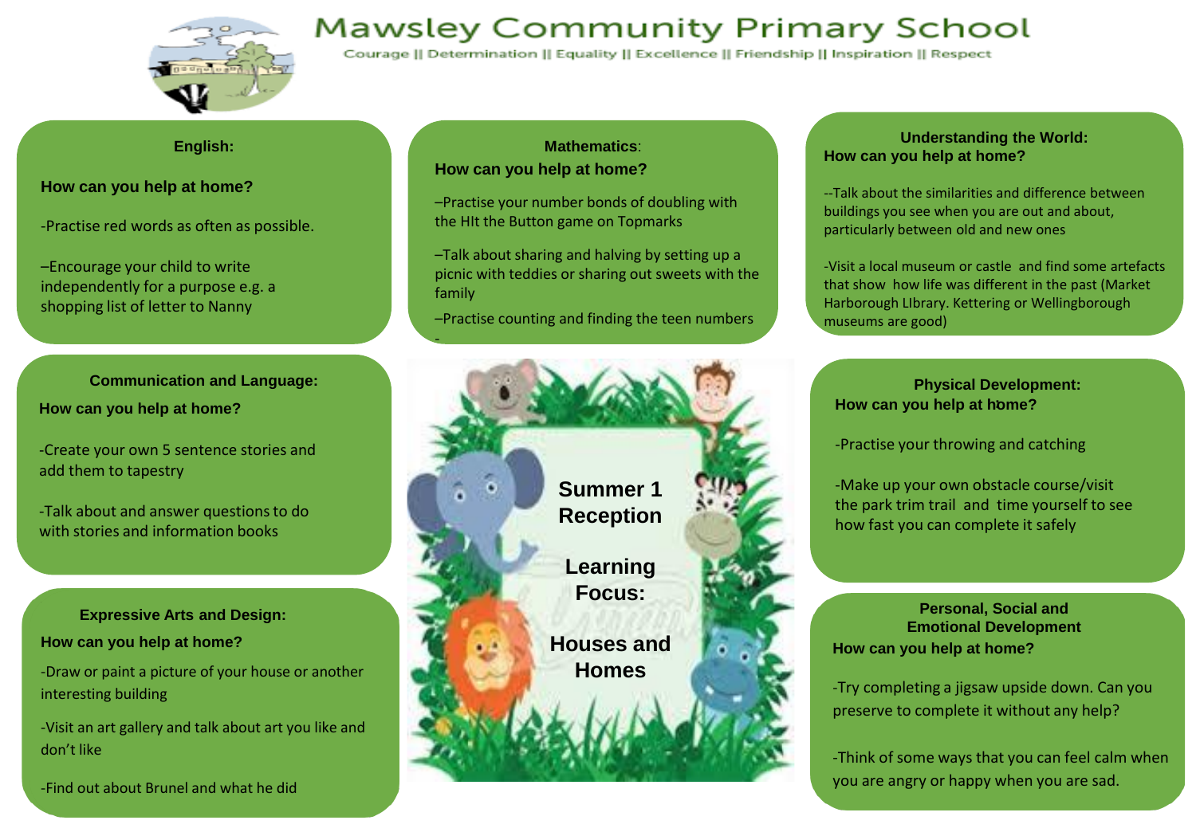# Mawsley Community Primary School

Courage || Determination || Equality || Excellence || Friendship || Inspiration || Respect

## Summer 1 Reception

## Learning Focus:

## Houses and Homes

### English:

**How can you help at home?**

-Practise red words as often as possible.

–Encourage your child to write independently for a purpose e.g. a shopping list of letter to Nanny

### Mathematics:

**How can you help at home?**

–Practise your number bonds of doubling with the HIt the Button game on Topmarks

–Talk about sharing and halving by setting up a picnic with teddies or sharing out sweets with the family

–Practise counting and finding the teen numbers

-

### Understanding the World:

**How can you help at home?**

--Talk about the similarities and difference between buildings you see when you are out and about, particularly between old and new ones

-Visit a local museum or castle and find some artefacts that show how life was different in the past (Market Harborough LIbrary. Kettering or Wellingborough museums are good)

### Communication and Language:

**How can you help at home?**

-Create your own 5 sentence stories and add them to tapestry

-Talk about and answer questions to do with stories and information books

### Physical Development:

**How can you help at home?**

-Practise your throwing and catching

-Make up your own obstacle course/visit the park trim trail and time yourself to see how fast you can complete it safely

### Expressive Arts and Design:

**How can you help at home?**

-Draw or paint a picture of your house or another interesting building

-Visit an art gallery and talk about art you like and don't like

-Find out about Brunel and what he did

### Personal, Social and Emotional Development

**How can you help at home?**

-Try completing a jigsaw upside down. Can you preserve to complete it without any help?

-Think of some ways that you can feel calm when you are angry or happy when you are sad.